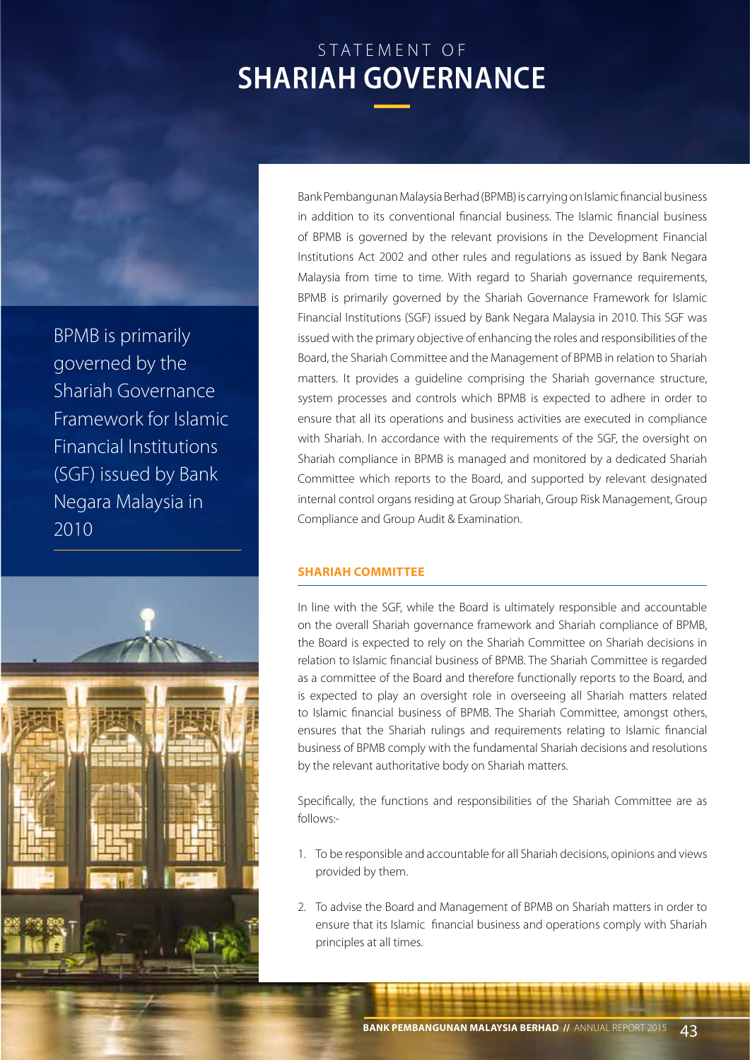# STATEMENT OF SHARIAH GOVERNANCE

BPMB is primarily governed by the Shariah Governance Framework for Islamic Financial Institutions (SGF) issued by Bank Negara Malaysia in 2010

Bank Pembangunan Malaysia Berhad (BPMB) is carrying on Islamic financial business in addition to its conventional financial business. The Islamic financial business of BPMB is governed by the relevant provisions in the Development Financial Institutions Act 2002 and other rules and regulations as issued by Bank Negara Malaysia from time to time. With regard to Shariah governance requirements, BPMB is primarily governed by the Shariah Governance Framework for Islamic Financial Institutions (SGF) issued by Bank Negara Malaysia in 2010. This SGF was issued with the primary objective of enhancing the roles and responsibilities of the Board, the Shariah Committee and the Management of BPMB in relation to Shariah matters. It provides a guideline comprising the Shariah governance structure, system processes and controls which BPMB is expected to adhere in order to ensure that all its operations and business activities are executed in compliance with Shariah. In accordance with the requirements of the SGF, the oversight on Shariah compliance in BPMB is managed and monitored by a dedicated Shariah Committee which reports to the Board, and supported by relevant designated internal control organs residing at Group Shariah, Group Risk Management, Group Compliance and Group Audit & Examination.

## SHARIAH COMMITTEE

In line with the SGF, while the Board is ultimately responsible and accountable on the overall Shariah governance framework and Shariah compliance of BPMB, the Board is expected to rely on the Shariah Committee on Shariah decisions in relation to Islamic financial business of BPMB. The Shariah Committee is regarded as a committee of the Board and therefore functionally reports to the Board, and is expected to play an oversight role in overseeing all Shariah matters related to Islamic financial business of BPMB. The Shariah Committee, amongst others, ensures that the Shariah rulings and requirements relating to Islamic financial business of BPMB comply with the fundamental Shariah decisions and resolutions by the relevant authoritative body on Shariah matters.

Specifically, the functions and responsibilities of the Shariah Committee are as follows:-

1. To be responsible and accountable for all Shariah decisions, opinions and views provided by them.
2. To advise the Board and Management of BPMB on Shariah matters in order to ensure that its Islamic financial business and operations comply with Shariah principles at all times.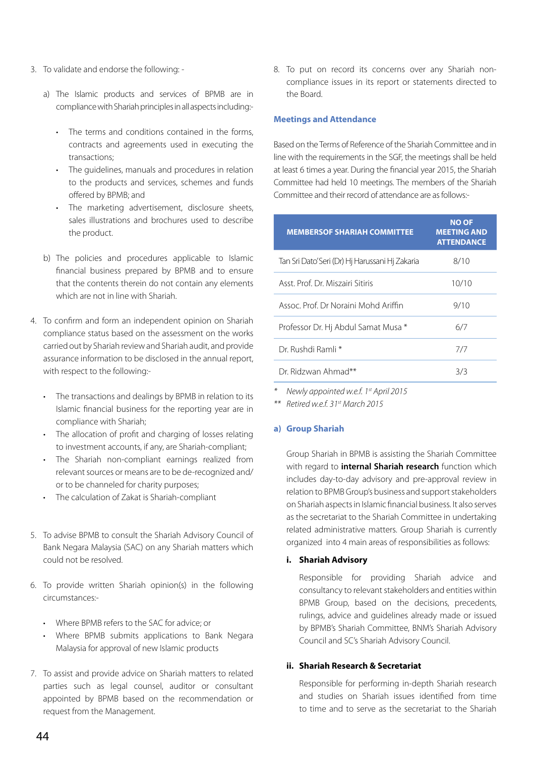3. To validate and endorse the following: -

   a) The Islamic products and services of BPMB are in compliance with Shariah principles in all aspects including:-

      - The terms and conditions contained in the forms, contracts and agreements used in executing the transactions;
      - The guidelines, manuals and procedures in relation to the products and services, schemes and funds offered by BPMB; and
      - The marketing advertisement, disclosure sheets, sales illustrations and brochures used to describe the product.

   b) The policies and procedures applicable to Islamic financial business prepared by BPMB and to ensure that the contents therein do not contain any elements which are not in line with Shariah.

4. To confirm and form an independent opinion on Shariah compliance status based on the assessment on the works carried out by Shariah review and Shariah audit, and provide assurance information to be disclosed in the annual report, with respect to the following:-

   - The transactions and dealings by BPMB in relation to its Islamic financial business for the reporting year are in compliance with Shariah;
   - The allocation of profit and charging of losses relating to investment accounts, if any, are Shariah-compliant;
   - The Shariah non-compliant earnings realized from relevant sources or means are to be de-recognized and/ or to be channeled for charity purposes;
   - The calculation of Zakat is Shariah-compliant

5. To advise BPMB to consult the Shariah Advisory Council of Bank Negara Malaysia (SAC) on any Shariah matters which could not be resolved.

6. To provide written Shariah opinion(s) in the following circumstances:-

   - Where BPMB refers to the SAC for advice; or
   - Where BPMB submits applications to Bank Negara Malaysia for approval of new Islamic products

7. To assist and provide advice on Shariah matters to related parties such as legal counsel, auditor or consultant appointed by BPMB based on the recommendation or request from the Management.

8. To put on record its concerns over any Shariah non-compliance issues in its report or statements directed to the Board.

### Meetings and Attendance

Based on the Terms of Reference of the Shariah Committee and in line with the requirements in the SGF, the meetings shall be held at least 6 times a year. During the financial year 2015, the Shariah Committee had held 10 meetings. The members of the Shariah Committee and their record of attendance are as follows:-

| MEMBERSOF SHARIAH COMMITTEE | NO OF MEETING AND ATTENDANCE |
|---|---|
| Tan Sri Dato'Seri (Dr) Hj Harussani Hj Zakaria | 8/10 |
| Asst. Prof. Dr. Miszairi Sitiris | 10/10 |
| Assoc. Prof. Dr Noraini Mohd Ariffin | 9/10 |
| Professor Dr. Hj Abdul Samat Musa * | 6/7 |
| Dr. Rushdi Ramli * | 7/7 |
| Dr. Ridzwan Ahmad** | 3/3 |

\* *Newly appointed w.e.f. 1st April 2015*

\*\* *Retired w.e.f. 31st March 2015*

### a) Group Shariah

Group Shariah in BPMB is assisting the Shariah Committee with regard to **internal Shariah research** function which includes day-to-day advisory and pre-approval review in relation to BPMB Group's business and support stakeholders on Shariah aspects in Islamic financial business. It also serves as the secretariat to the Shariah Committee in undertaking related administrative matters. Group Shariah is currently organized into 4 main areas of responsibilities as follows:

#### i. Shariah Advisory

Responsible for providing Shariah advice and consultancy to relevant stakeholders and entities within BPMB Group, based on the decisions, precedents, rulings, advice and guidelines already made or issued by BPMB's Shariah Committee, BNM's Shariah Advisory Council and SC's Shariah Advisory Council.

#### ii. Shariah Research & Secretariat

Responsible for performing in-depth Shariah research and studies on Shariah issues identified from time to time and to serve as the secretariat to the Shariah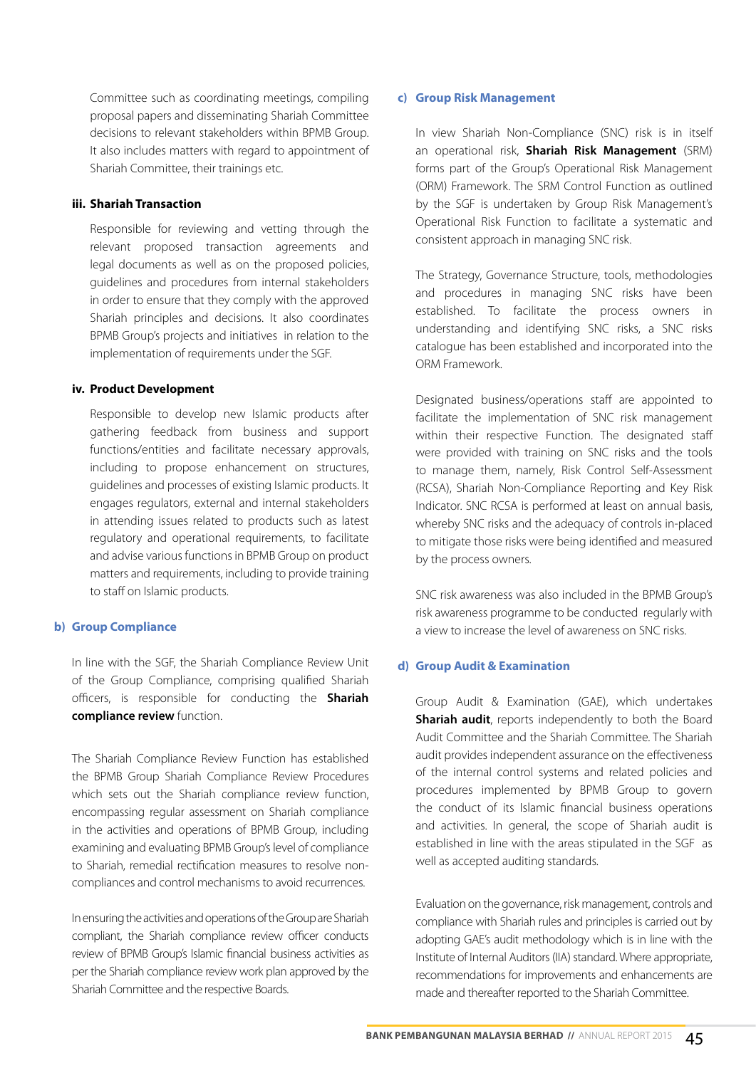Committee such as coordinating meetings, compiling proposal papers and disseminating Shariah Committee decisions to relevant stakeholders within BPMB Group. It also includes matters with regard to appointment of Shariah Committee, their trainings etc.

**iii. Shariah Transaction**

Responsible for reviewing and vetting through the relevant proposed transaction agreements and legal documents as well as on the proposed policies, guidelines and procedures from internal stakeholders in order to ensure that they comply with the approved Shariah principles and decisions. It also coordinates BPMB Group's projects and initiatives in relation to the implementation of requirements under the SGF.

**iv. Product Development**

Responsible to develop new Islamic products after gathering feedback from business and support functions/entities and facilitate necessary approvals, including to propose enhancement on structures, guidelines and processes of existing Islamic products. It engages regulators, external and internal stakeholders in attending issues related to products such as latest regulatory and operational requirements, to facilitate and advise various functions in BPMB Group on product matters and requirements, including to provide training to staff on Islamic products.

### b) Group Compliance

In line with the SGF, the Shariah Compliance Review Unit of the Group Compliance, comprising qualified Shariah officers, is responsible for conducting the **Shariah compliance review** function.

The Shariah Compliance Review Function has established the BPMB Group Shariah Compliance Review Procedures which sets out the Shariah compliance review function, encompassing regular assessment on Shariah compliance in the activities and operations of BPMB Group, including examining and evaluating BPMB Group's level of compliance to Shariah, remedial rectification measures to resolve non-compliances and control mechanisms to avoid recurrences.

In ensuring the activities and operations of the Group are Shariah compliant, the Shariah compliance review officer conducts review of BPMB Group's Islamic financial business activities as per the Shariah compliance review work plan approved by the Shariah Committee and the respective Boards.

### c) Group Risk Management

In view Shariah Non-Compliance (SNC) risk is in itself an operational risk, **Shariah Risk Management** (SRM) forms part of the Group's Operational Risk Management (ORM) Framework. The SRM Control Function as outlined by the SGF is undertaken by Group Risk Management's Operational Risk Function to facilitate a systematic and consistent approach in managing SNC risk.

The Strategy, Governance Structure, tools, methodologies and procedures in managing SNC risks have been established. To facilitate the process owners in understanding and identifying SNC risks, a SNC risks catalogue has been established and incorporated into the ORM Framework.

Designated business/operations staff are appointed to facilitate the implementation of SNC risk management within their respective Function. The designated staff were provided with training on SNC risks and the tools to manage them, namely, Risk Control Self-Assessment (RCSA), Shariah Non-Compliance Reporting and Key Risk Indicator. SNC RCSA is performed at least on annual basis, whereby SNC risks and the adequacy of controls in-placed to mitigate those risks were being identified and measured by the process owners.

SNC risk awareness was also included in the BPMB Group's risk awareness programme to be conducted regularly with a view to increase the level of awareness on SNC risks.

### d) Group Audit & Examination

Group Audit & Examination (GAE), which undertakes **Shariah audit**, reports independently to both the Board Audit Committee and the Shariah Committee. The Shariah audit provides independent assurance on the effectiveness of the internal control systems and related policies and procedures implemented by BPMB Group to govern the conduct of its Islamic financial business operations and activities. In general, the scope of Shariah audit is established in line with the areas stipulated in the SGF as well as accepted auditing standards.

Evaluation on the governance, risk management, controls and compliance with Shariah rules and principles is carried out by adopting GAE's audit methodology which is in line with the Institute of Internal Auditors (IIA) standard. Where appropriate, recommendations for improvements and enhancements are made and thereafter reported to the Shariah Committee.